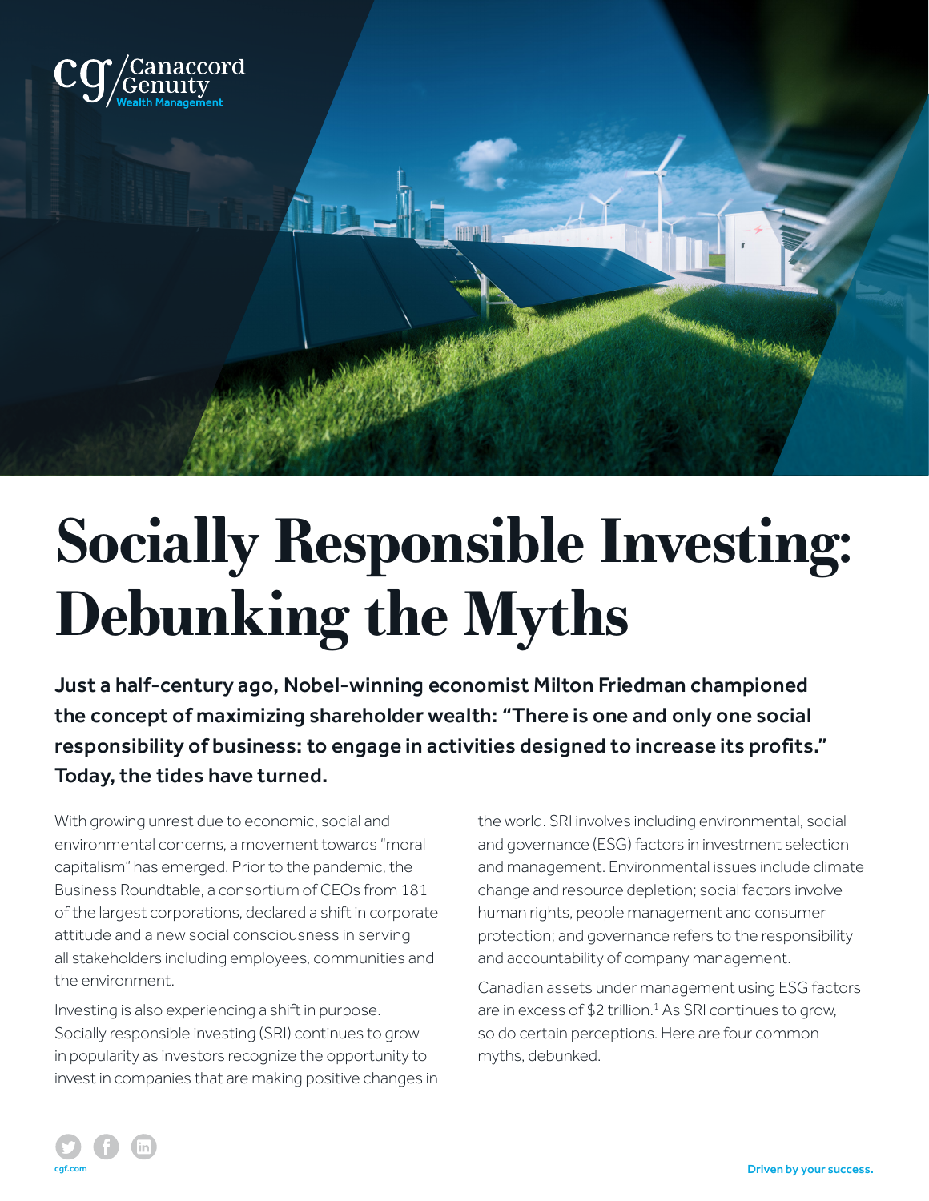# Socially Responsible Investing: Debunking the Myths

**Just a half-century ago, Nobel-winning economist Milton Friedman championed the concept of maximizing shareholder wealth: "There is one and only one social responsibility of business: to engage in activities designed to increase its profits." Today, the tides have turned.**

With growing unrest due to economic, social and environmental concerns, a movement towards "moral capitalism" has emerged. Prior to the pandemic, the Business Roundtable, a consortium of CEOs from 181 of the largest corporations, declared a shift in corporate attitude and a new social consciousness in serving all stakeholders including employees, communities and the environment.

Investing is also experiencing a shift in purpose. Socially responsible investing (SRI) continues to grow in popularity as investors recognize the opportunity to invest in companies that are making positive changes in the world. SRI involves including environmental, social and governance (ESG) factors in investment selection and management. Environmental issues include climate change and resource depletion; social factors involve human rights, people management and consumer protection; and governance refers to the responsibility and accountability of company management.

Canadian assets under management using ESG factors are in excess of $2 trillion.[1] As SRI continues to grow, so do certain perceptions. Here are four common myths, debunked.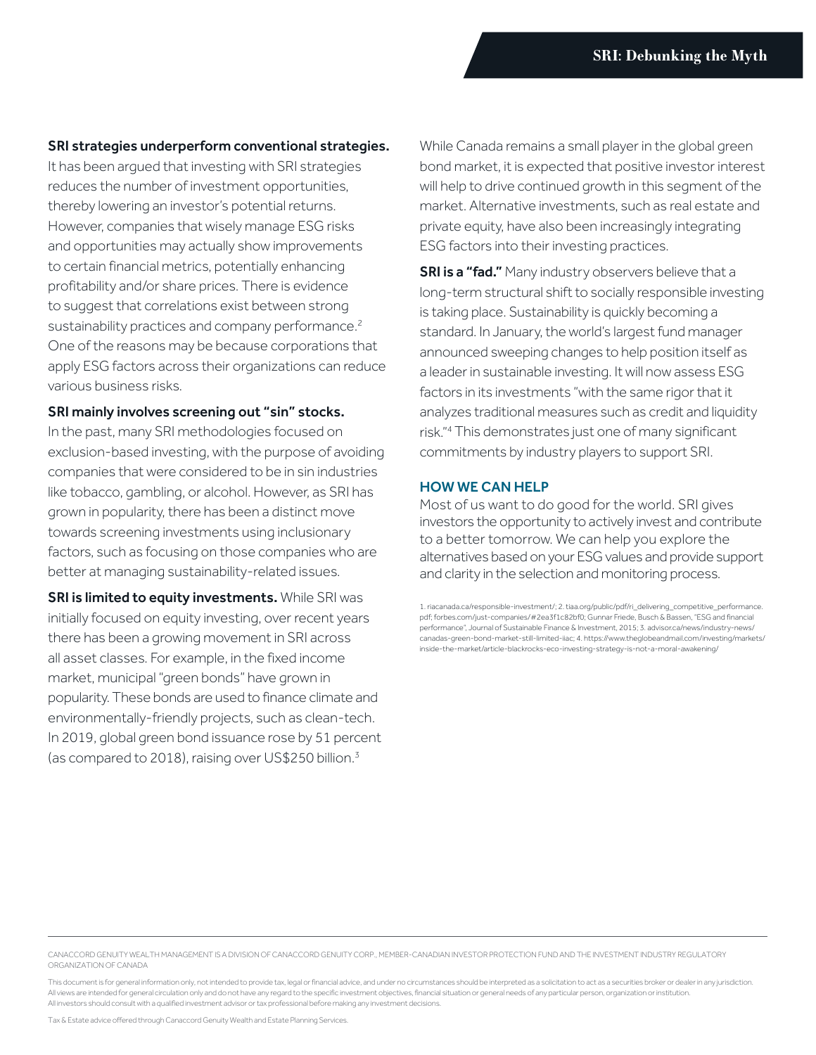**SRI strategies underperform conventional strategies.** It has been argued that investing with SRI strategies reduces the number of investment opportunities, thereby lowering an investor's potential returns. However, companies that wisely manage ESG risks and opportunities may actually show improvements to certain financial metrics, potentially enhancing profitability and/or share prices. There is evidence to suggest that correlations exist between strong sustainability practices and company performance.[2] One of the reasons may be because corporations that apply ESG factors across their organizations can reduce various business risks.

**SRI mainly involves screening out "sin" stocks.** In the past, many SRI methodologies focused on exclusion-based investing, with the purpose of avoiding companies that were considered to be in sin industries like tobacco, gambling, or alcohol. However, as SRI has grown in popularity, there has been a distinct move towards screening investments using inclusionary factors, such as focusing on those companies who are better at managing sustainability-related issues.

**SRI is limited to equity investments.** While SRI was initially focused on equity investing, over recent years there has been a growing movement in SRI across all asset classes. For example, in the fixed income market, municipal "green bonds" have grown in popularity. These bonds are used to finance climate and environmentally-friendly projects, such as clean-tech. In 2019, global green bond issuance rose by 51 percent (as compared to 2018), raising over US$250 billion.[3]

While Canada remains a small player in the global green bond market, it is expected that positive investor interest will help to drive continued growth in this segment of the market. Alternative investments, such as real estate and private equity, have also been increasingly integrating ESG factors into their investing practices.

**SRI is a "fad."** Many industry observers believe that a long-term structural shift to socially responsible investing is taking place. Sustainability is quickly becoming a standard. In January, the world's largest fund manager announced sweeping changes to help position itself as a leader in sustainable investing. It will now assess ESG factors in its investments "with the same rigor that it analyzes traditional measures such as credit and liquidity risk."[4] This demonstrates just one of many significant commitments by industry players to support SRI.

## HOW WE CAN HELP

Most of us want to do good for the world. SRI gives investors the opportunity to actively invest and contribute to a better tomorrow. We can help you explore the alternatives based on your ESG values and provide support and clarity in the selection and monitoring process.

1. riacanada.ca/responsible-investment/; 2. tiaa.org/public/pdf/ri_delivering_competitive_performance.pdf; forbes.com/just-companies/#2ea3f1c82bf0; Gunnar Friede, Busch & Bassen, "ESG and financial performance", Journal of Sustainable Finance & Investment, 2015; 3. advisor.ca/news/industry-news/canadas-green-bond-market-still-limited-iiac; 4. https://www.theglobeandmail.com/investing/markets/inside-the-market/article-blackrocks-eco-investing-strategy-is-not-a-moral-awakening/

CANACCORD GENUITY WEALTH MANAGEMENT IS A DIVISION OF CANACCORD GENUITY CORP., MEMBER-CANADIAN INVESTOR PROTECTION FUND AND THE INVESTMENT INDUSTRY REGULATORY ORGANIZATION OF CANADA

This document is for general information only, not intended to provide tax, legal or financial advice, and under no circumstances should be interpreted as a solicitation to act as a securities broker or dealer in any jurisdiction. All views are intended for general circulation only and do not have any regard to the specific investment objectives, financial situation or general needs of any particular person, organization or institution. All investors should consult with a qualified investment advisor or tax professional before making any investment decisions.

Tax & Estate advice offered through Canaccord Genuity Wealth and Estate Planning Services.